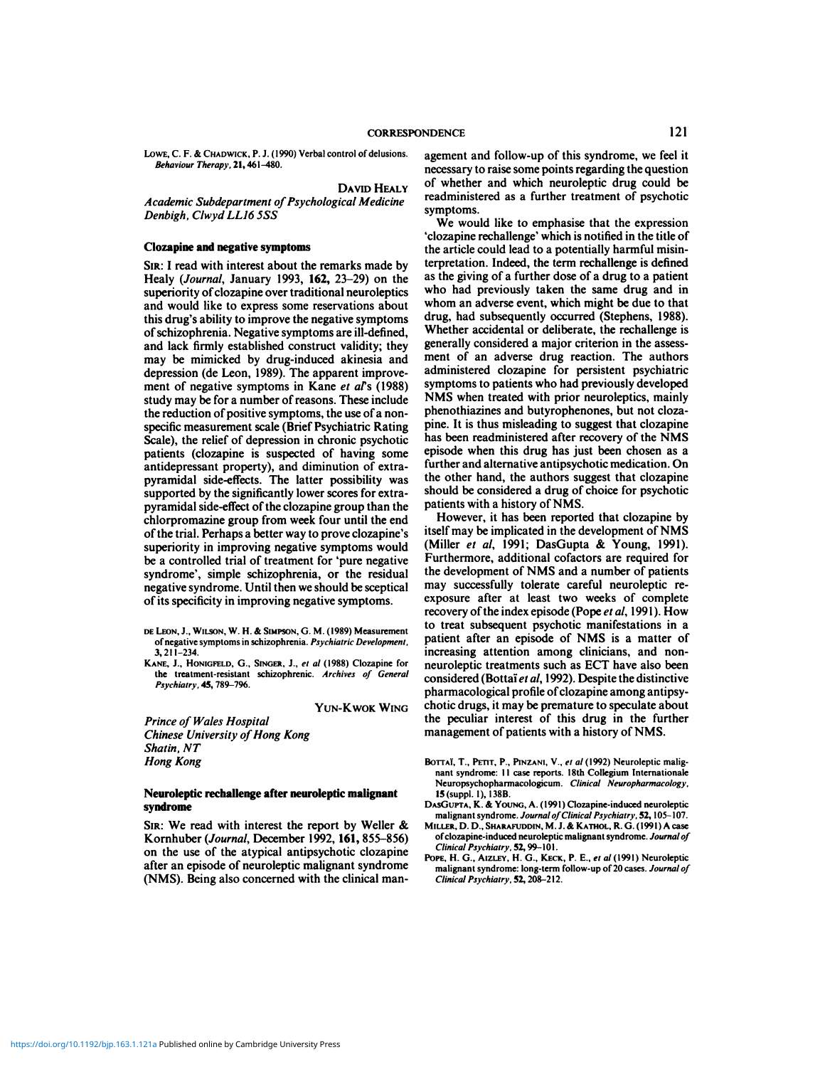LOWE, C. F. & CHADWICK, P. J. (1990) Verbal control of delusions. *Behaviour Therapy*, **21**, 461–480.

DAVID HEALY

*Academic Subdepartment of Psychological Medicine*
*Denbigh, Clwyd LL16 5SS*

## Clozapine and negative symptoms

SIR: I read with interest about the remarks made by Healy (*Journal*, January 1993, **162**, 23–29) on the superiority of clozapine over traditional neuroleptics and would like to express some reservations about this drug's ability to improve the negative symptoms of schizophrenia. Negative symptoms are ill-defined, and lack firmly established construct validity; they may be mimicked by drug-induced akinesia and depression (de Leon, 1989). The apparent improvement of negative symptoms in Kane *et al*'s (1988) study may be for a number of reasons. These include the reduction of positive symptoms, the use of a non-specific measurement scale (Brief Psychiatric Rating Scale), the relief of depression in chronic psychotic patients (clozapine is suspected of having some antidepressant property), and diminution of extrapyramidal side-effects. The latter possibility was supported by the significantly lower scores for extrapyramidal side-effect of the clozapine group than the chlorpromazine group from week four until the end of the trial. Perhaps a better way to prove clozapine's superiority in improving negative symptoms would be a controlled trial of treatment for 'pure negative syndrome', simple schizophrenia, or the residual negative syndrome. Until then we should be sceptical of its specificity in improving negative symptoms.

DE LEON, J., WILSON, W. H. & SIMPSON, G. M. (1989) Measurement of negative symptoms in schizophrenia. *Psychiatric Development*, **3**, 211–234.

KANE, J., HONIGFELD, G., SINGER, J., *et al* (1988) Clozapine for the treatment-resistant schizophrenic. *Archives of General Psychiatry*, **45**, 789–796.

YUN-KWOK WING

*Prince of Wales Hospital*
*Chinese University of Hong Kong*
*Shatin, NT*
*Hong Kong*

## Neuroleptic rechallenge after neuroleptic malignant syndrome

SIR: We read with interest the report by Weller & Kornhuber (*Journal*, December 1992, **161**, 855–856) on the use of the atypical antipsychotic clozapine after an episode of neuroleptic malignant syndrome (NMS). Being also concerned with the clinical management and follow-up of this syndrome, we feel it necessary to raise some points regarding the question of whether and which neuroleptic drug could be readministered as a further treatment of psychotic symptoms.

We would like to emphasise that the expression 'clozapine rechallenge' which is notified in the title of the article could lead to a potentially harmful misinterpretation. Indeed, the term rechallenge is defined as the giving of a further dose of a drug to a patient who had previously taken the same drug and in whom an adverse event, which might be due to that drug, had subsequently occurred (Stephens, 1988). Whether accidental or deliberate, the rechallenge is generally considered a major criterion in the assessment of an adverse drug reaction. The authors administered clozapine for persistent psychiatric symptoms to patients who had previously developed NMS when treated with prior neuroleptics, mainly phenothiazines and butyrophenones, but not clozapine. It is thus misleading to suggest that clozapine has been readministered after recovery of the NMS episode when this drug has just been chosen as a further and alternative antipsychotic medication. On the other hand, the authors suggest that clozapine should be considered a drug of choice for psychotic patients with a history of NMS.

However, it has been reported that clozapine by itself may be implicated in the development of NMS (Miller *et al*, 1991; DasGupta & Young, 1991). Furthermore, additional cofactors are required for the development of NMS and a number of patients may successfully tolerate careful neuroleptic re-exposure after at least two weeks of complete recovery of the index episode (Pope *et al*, 1991). How to treat subsequent psychotic manifestations in a patient after an episode of NMS is a matter of increasing attention among clinicians, and non-neuroleptic treatments such as ECT have also been considered (Bottaï *et al*, 1992). Despite the distinctive pharmacological profile of clozapine among antipsychotic drugs, it may be premature to speculate about the peculiar interest of this drug in the further management of patients with a history of NMS.

BOTTAÏ, T., PETIT, P., PINZANI, V., *et al* (1992) Neuroleptic malignant syndrome: 11 case reports. 18th Collegium Internationale Neuropsychopharmacologicum. *Clinical Neuropharmacology*, **15** (suppl. 1), 138B.

DASGUPTA, K. & YOUNG, A. (1991) Clozapine-induced neuroleptic malignant syndrome. *Journal of Clinical Psychiatry*, **52**, 105–107.

MILLER, D. D., SHARAFUDDIN, M. J. & KATHOL, R. G. (1991) A case of clozapine-induced neuroleptic malignant syndrome. *Journal of Clinical Psychiatry*, **52**, 99–101.

POPE, H. G., AIZLEY, H. G., KECK, P. E., *et al* (1991) Neuroleptic malignant syndrome: long-term follow-up of 20 cases. *Journal of Clinical Psychiatry*, **52**, 208–212.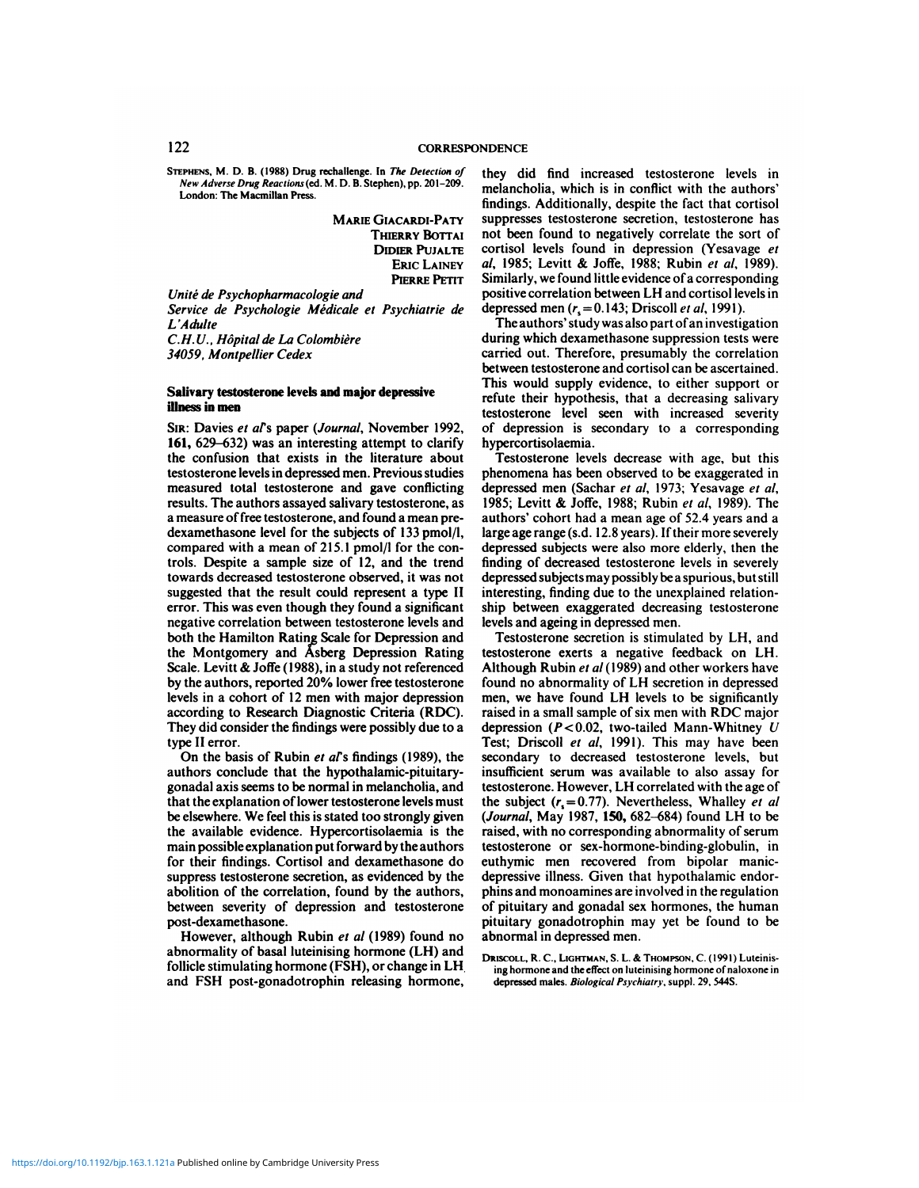STEPHENS, M. D. B. (1988) Drug rechallenge. In *The Detection of New Adverse Drug Reactions* (ed. M. D. B. Stephen), pp. 201–209. London: The Macmillan Press.

MARIE GIACARDI-PATY
THIERRY BOTTAI
DIDIER PUJALTE
ERIC LAINEY
PIERRE PETIT

*Unité de Psychopharmacologie and*
*Service de Psychologie Médicale et Psychiatrie de L'Adulte*
*C.H.U., Hôpital de La Colombière*
*34059, Montpellier Cedex*

## Salivary testosterone levels and major depressive illness in men

SIR: Davies *et al*'s paper (*Journal*, November 1992, **161**, 629–632) was an interesting attempt to clarify the confusion that exists in the literature about testosterone levels in depressed men. Previous studies measured total testosterone and gave conflicting results. The authors assayed salivary testosterone, as a measure of free testosterone, and found a mean pre-dexamethasone level for the subjects of 133 pmol/l, compared with a mean of 215.1 pmol/l for the controls. Despite a sample size of 12, and the trend towards decreased testosterone observed, it was not suggested that the result could represent a type II error. This was even though they found a significant negative correlation between testosterone levels and both the Hamilton Rating Scale for Depression and the Montgomery and Åsberg Depression Rating Scale. Levitt & Joffe (1988), in a study not referenced by the authors, reported 20% lower free testosterone levels in a cohort of 12 men with major depression according to Research Diagnostic Criteria (RDC). They did consider the findings were possibly due to a type II error.

On the basis of Rubin *et al*'s findings (1989), the authors conclude that the hypothalamic-pituitary-gonadal axis seems to be normal in melancholia, and that the explanation of lower testosterone levels must be elsewhere. We feel this is stated too strongly given the available evidence. Hypercortisolaemia is the main possible explanation put forward by the authors for their findings. Cortisol and dexamethasone do suppress testosterone secretion, as evidenced by the abolition of the correlation, found by the authors, between severity of depression and testosterone post-dexamethasone.

However, although Rubin *et al* (1989) found no abnormality of basal luteinising hormone (LH) and follicle stimulating hormone (FSH), or change in LH and FSH post-gonadotrophin releasing hormone, they did find increased testosterone levels in melancholia, which is in conflict with the authors' findings. Additionally, despite the fact that cortisol suppresses testosterone secretion, testosterone has not been found to negatively correlate the sort of cortisol levels found in depression (Yesavage *et al*, 1985; Levitt & Joffe, 1988; Rubin *et al*, 1989). Similarly, we found little evidence of a corresponding positive correlation between LH and cortisol levels in depressed men ($r_s = 0.143$; Driscoll *et al*, 1991).

The authors' study was also part of an investigation during which dexamethasone suppression tests were carried out. Therefore, presumably the correlation between testosterone and cortisol can be ascertained. This would supply evidence, to either support or refute their hypothesis, that a decreasing salivary testosterone level seen with increased severity of depression is secondary to a corresponding hypercortisolaemia.

Testosterone levels decrease with age, but this phenomena has been observed to be exaggerated in depressed men (Sachar *et al*, 1973; Yesavage *et al*, 1985; Levitt & Joffe, 1988; Rubin *et al*, 1989). The authors' cohort had a mean age of 52.4 years and a large age range (s.d. 12.8 years). If their more severely depressed subjects were also more elderly, then the finding of decreased testosterone levels in severely depressed subjects may possibly be a spurious, but still interesting, finding due to the unexplained relationship between exaggerated decreasing testosterone levels and ageing in depressed men.

Testosterone secretion is stimulated by LH, and testosterone exerts a negative feedback on LH. Although Rubin *et al* (1989) and other workers have found no abnormality of LH secretion in depressed men, we have found LH levels to be significantly raised in a small sample of six men with RDC major depression ($P < 0.02$, two-tailed Mann-Whitney $U$ Test; Driscoll *et al*, 1991). This may have been secondary to decreased testosterone levels, but insufficient serum was available to also assay for testosterone. However, LH correlated with the age of the subject ($r_s = 0.77$). Nevertheless, Whalley *et al* (*Journal*, May 1987, **150**, 682–684) found LH to be raised, with no corresponding abnormality of serum testosterone or sex-hormone-binding-globulin, in euthymic men recovered from bipolar manic-depressive illness. Given that hypothalamic endorphins and monoamines are involved in the regulation of pituitary and gonadal sex hormones, the human pituitary gonadotrophin may yet be found to be abnormal in depressed men.

DRISCOLL, R. C., LIGHTMAN, S. L. & THOMPSON, C. (1991) Luteinising hormone and the effect on luteinising hormone of naloxone in depressed males. *Biological Psychiatry*, suppl. 29, 544S.